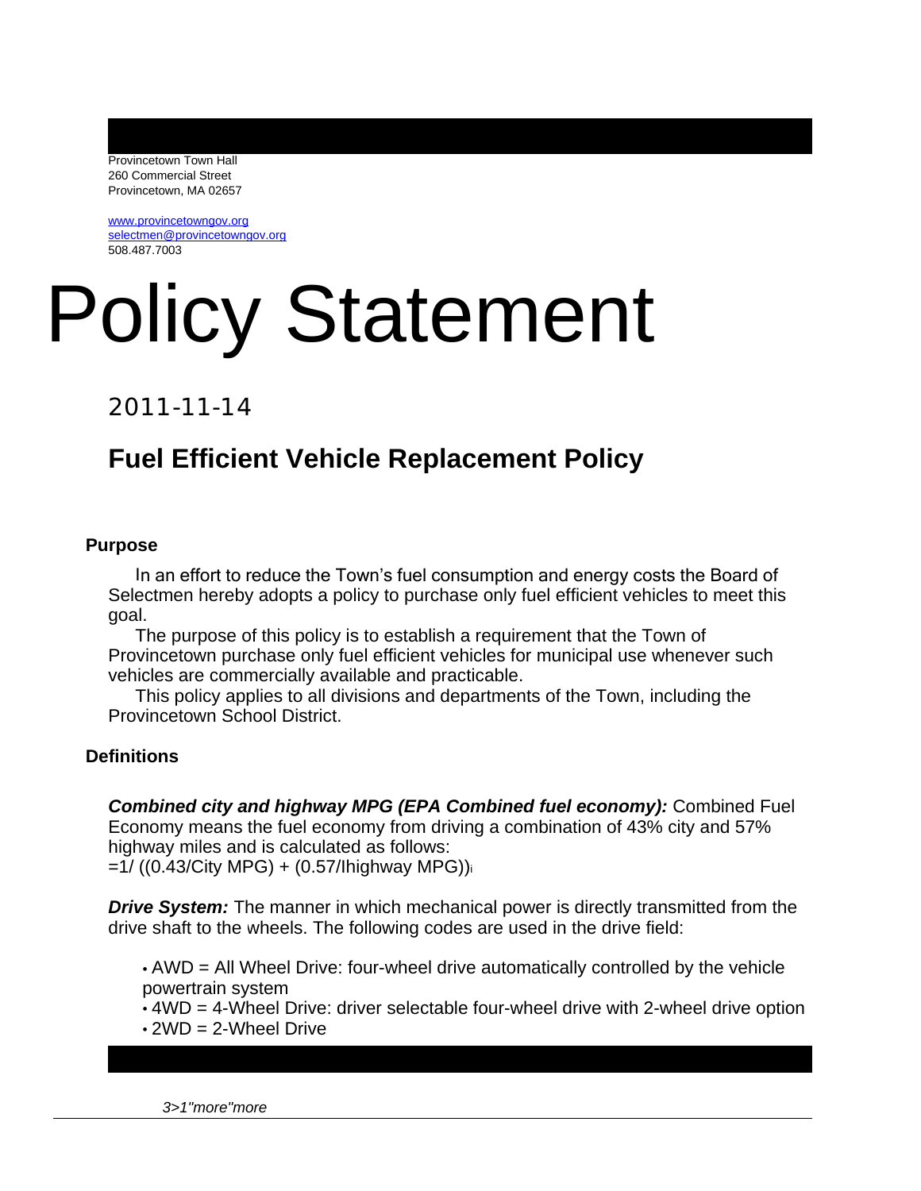Provincetown Town Hall
260 Commercial Street
Provincetown, MA 02657

www.provincetowngov.org
selectmen@provincetowngov.org
508.487.7003

# Policy Statement

2011-11-14

## Fuel Efficient Vehicle Replacement Policy

### Purpose

In an effort to reduce the Town's fuel consumption and energy costs the Board of Selectmen hereby adopts a policy to purchase only fuel efficient vehicles to meet this goal.

The purpose of this policy is to establish a requirement that the Town of Provincetown purchase only fuel efficient vehicles for municipal use whenever such vehicles are commercially available and practicable.

This policy applies to all divisions and departments of the Town, including the Provincetown School District.

### Definitions

***Combined city and highway MPG (EPA Combined fuel economy):*** Combined Fuel Economy means the fuel economy from driving a combination of 43% city and 57% highway miles and is calculated as follows:
=1/ ((0.43/City MPG) + (0.57/Ihighway MPG))[i]

***Drive System:*** The manner in which mechanical power is directly transmitted from the drive shaft to the wheels. The following codes are used in the drive field:

- AWD = All Wheel Drive: four-wheel drive automatically controlled by the vehicle powertrain system
- 4WD = 4-Wheel Drive: driver selectable four-wheel drive with 2-wheel drive option
- 2WD = 2-Wheel Drive

*3>1"more"more*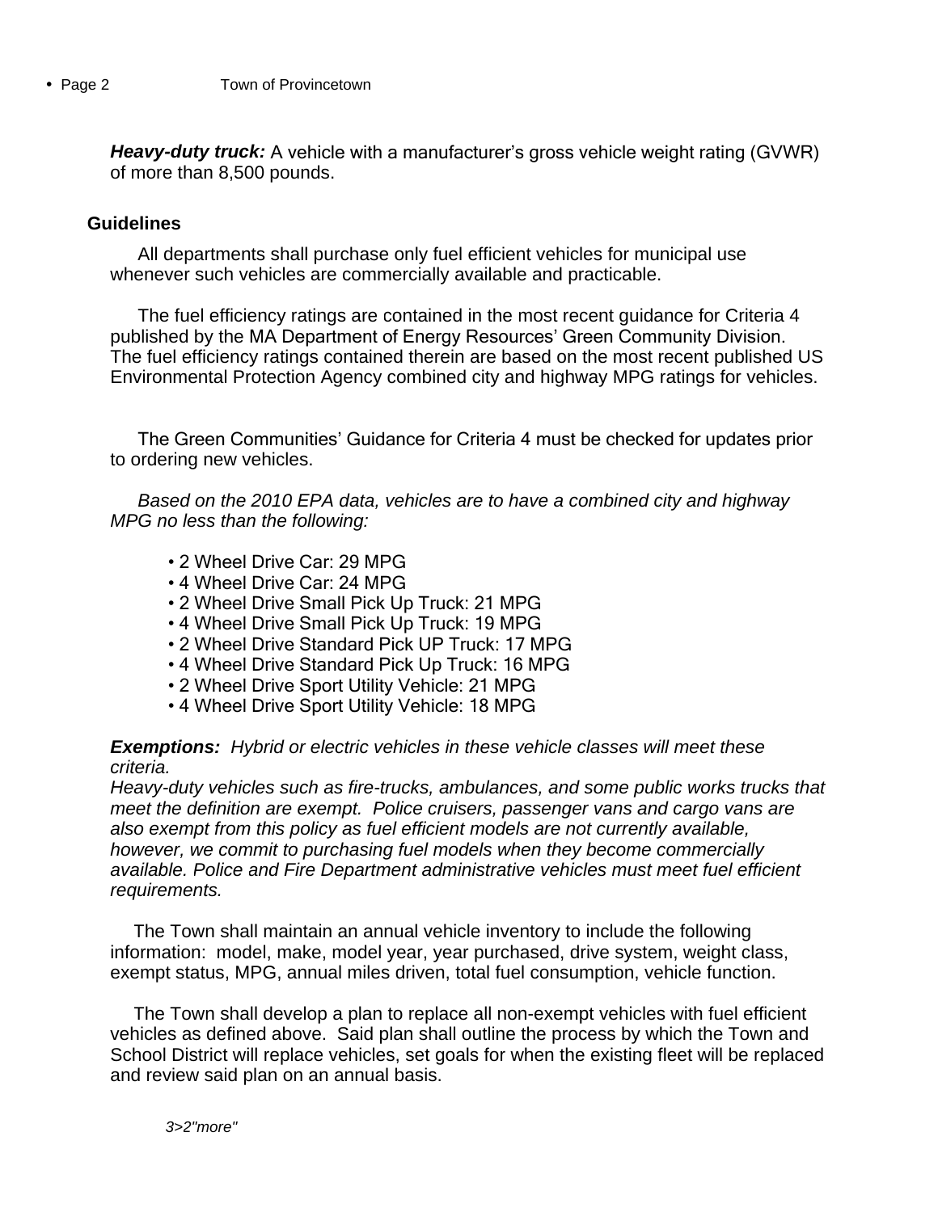***Heavy-duty truck:*** A vehicle with a manufacturer's gross vehicle weight rating (GVWR) of more than 8,500 pounds.

## Guidelines

All departments shall purchase only fuel efficient vehicles for municipal use whenever such vehicles are commercially available and practicable.

The fuel efficiency ratings are contained in the most recent guidance for Criteria 4 published by the MA Department of Energy Resources' Green Community Division. The fuel efficiency ratings contained therein are based on the most recent published US Environmental Protection Agency combined city and highway MPG ratings for vehicles.

The Green Communities' Guidance for Criteria 4 must be checked for updates prior to ordering new vehicles.

*Based on the 2010 EPA data, vehicles are to have a combined city and highway MPG no less than the following:*

- 2 Wheel Drive Car: 29 MPG
- 4 Wheel Drive Car: 24 MPG
- 2 Wheel Drive Small Pick Up Truck: 21 MPG
- 4 Wheel Drive Small Pick Up Truck: 19 MPG
- 2 Wheel Drive Standard Pick UP Truck: 17 MPG
- 4 Wheel Drive Standard Pick Up Truck: 16 MPG
- 2 Wheel Drive Sport Utility Vehicle: 21 MPG
- 4 Wheel Drive Sport Utility Vehicle: 18 MPG

***Exemptions:*** *Hybrid or electric vehicles in these vehicle classes will meet these criteria.*
*Heavy-duty vehicles such as fire-trucks, ambulances, and some public works trucks that meet the definition are exempt. Police cruisers, passenger vans and cargo vans are also exempt from this policy as fuel efficient models are not currently available, however, we commit to purchasing fuel models when they become commercially available. Police and Fire Department administrative vehicles must meet fuel efficient requirements.*

The Town shall maintain an annual vehicle inventory to include the following information: model, make, model year, year purchased, drive system, weight class, exempt status, MPG, annual miles driven, total fuel consumption, vehicle function.

The Town shall develop a plan to replace all non-exempt vehicles with fuel efficient vehicles as defined above. Said plan shall outline the process by which the Town and School District will replace vehicles, set goals for when the existing fleet will be replaced and review said plan on an annual basis.

*3>2"more"*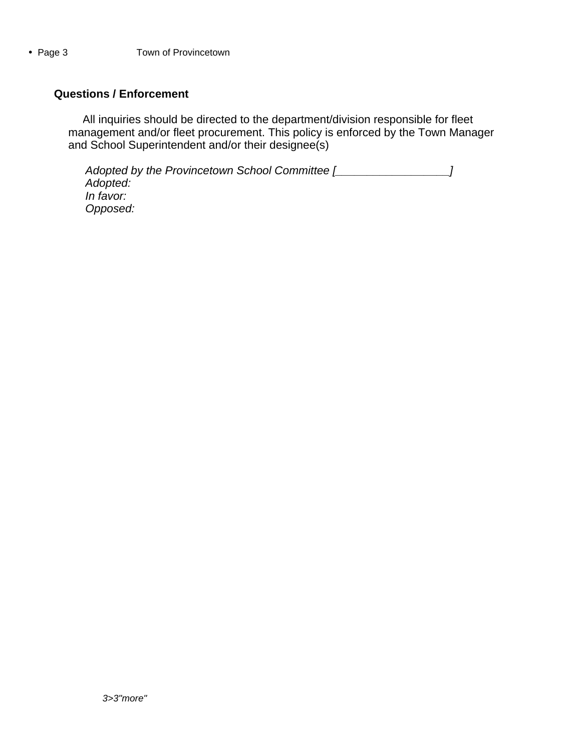## Questions / Enforcement

All inquiries should be directed to the department/division responsible for fleet management and/or fleet procurement. This policy is enforced by the Town Manager and School Superintendent and/or their designee(s)

*Adopted by the Provincetown School Committee [\_\_\_\_\_\_\_\_\_\_\_\_\_\_\_\_\_\_]*
*Adopted:*
*In favor:*
*Opposed:*

*3>3"more"*